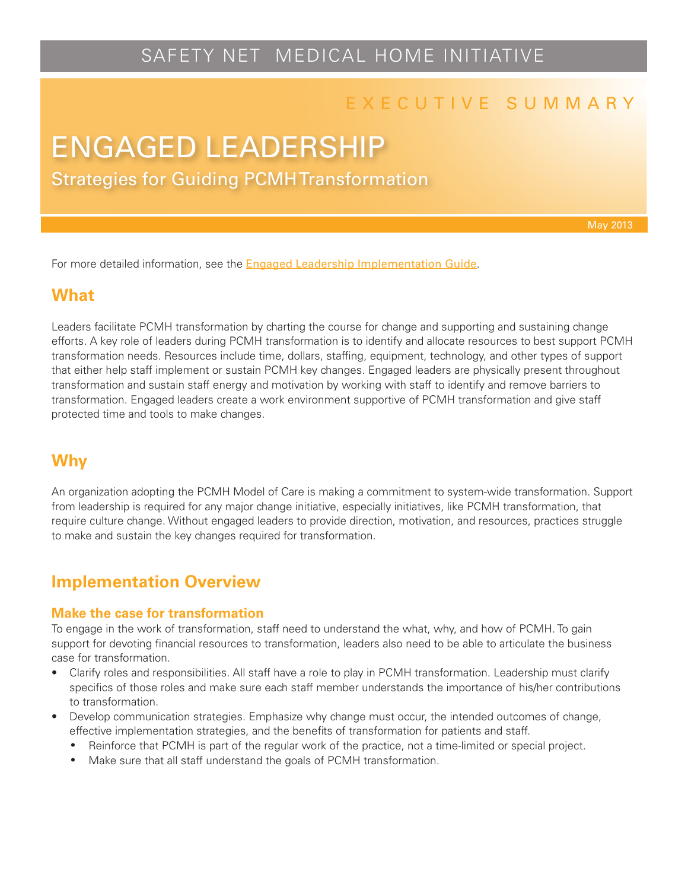SAFETY NET MEDICAL HOME INITIATIVE

EXECUTIVE SUMMARY

# ENGAGED LEADERSHIP

Strategies for Guiding PCMH Transformation

May 2013

For more detailed information, see the Engaged Leadership Implementation Guide.

## What

Leaders facilitate PCMH transformation by charting the course for change and supporting and sustaining change efforts. A key role of leaders during PCMH transformation is to identify and allocate resources to best support PCMH transformation needs. Resources include time, dollars, staffing, equipment, technology, and other types of support that either help staff implement or sustain PCMH key changes. Engaged leaders are physically present throughout transformation and sustain staff energy and motivation by working with staff to identify and remove barriers to transformation. Engaged leaders create a work environment supportive of PCMH transformation and give staff protected time and tools to make changes.

## Why

An organization adopting the PCMH Model of Care is making a commitment to system-wide transformation. Support from leadership is required for any major change initiative, especially initiatives, like PCMH transformation, that require culture change. Without engaged leaders to provide direction, motivation, and resources, practices struggle to make and sustain the key changes required for transformation.

## Implementation Overview

### Make the case for transformation

To engage in the work of transformation, staff need to understand the what, why, and how of PCMH. To gain support for devoting financial resources to transformation, leaders also need to be able to articulate the business case for transformation.

- Clarify roles and responsibilities. All staff have a role to play in PCMH transformation. Leadership must clarify specifics of those roles and make sure each staff member understands the importance of his/her contributions to transformation.
- Develop communication strategies. Emphasize why change must occur, the intended outcomes of change, effective implementation strategies, and the benefits of transformation for patients and staff.
  - Reinforce that PCMH is part of the regular work of the practice, not a time-limited or special project.
  - Make sure that all staff understand the goals of PCMH transformation.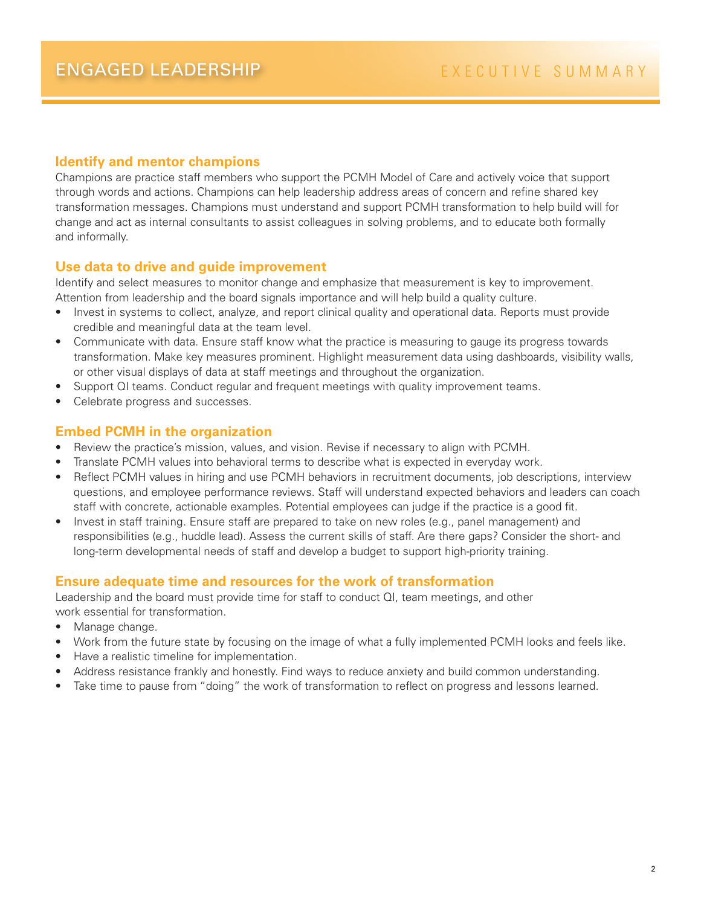# ENGAGED LEADERSHIP

EXECUTIVE SUMMARY

## Identify and mentor champions

Champions are practice staff members who support the PCMH Model of Care and actively voice that support through words and actions. Champions can help leadership address areas of concern and refine shared key transformation messages. Champions must understand and support PCMH transformation to help build will for change and act as internal consultants to assist colleagues in solving problems, and to educate both formally and informally.

## Use data to drive and guide improvement

Identify and select measures to monitor change and emphasize that measurement is key to improvement. Attention from leadership and the board signals importance and will help build a quality culture.

- Invest in systems to collect, analyze, and report clinical quality and operational data. Reports must provide credible and meaningful data at the team level.
- Communicate with data. Ensure staff know what the practice is measuring to gauge its progress towards transformation. Make key measures prominent. Highlight measurement data using dashboards, visibility walls, or other visual displays of data at staff meetings and throughout the organization.
- Support QI teams. Conduct regular and frequent meetings with quality improvement teams.
- Celebrate progress and successes.

## Embed PCMH in the organization

- Review the practice's mission, values, and vision. Revise if necessary to align with PCMH.
- Translate PCMH values into behavioral terms to describe what is expected in everyday work.
- Reflect PCMH values in hiring and use PCMH behaviors in recruitment documents, job descriptions, interview questions, and employee performance reviews. Staff will understand expected behaviors and leaders can coach staff with concrete, actionable examples. Potential employees can judge if the practice is a good fit.
- Invest in staff training. Ensure staff are prepared to take on new roles (e.g., panel management) and responsibilities (e.g., huddle lead). Assess the current skills of staff. Are there gaps? Consider the short- and long-term developmental needs of staff and develop a budget to support high-priority training.

## Ensure adequate time and resources for the work of transformation

Leadership and the board must provide time for staff to conduct QI, team meetings, and other work essential for transformation.

- Manage change.
- Work from the future state by focusing on the image of what a fully implemented PCMH looks and feels like.
- Have a realistic timeline for implementation.
- Address resistance frankly and honestly. Find ways to reduce anxiety and build common understanding.
- Take time to pause from "doing" the work of transformation to reflect on progress and lessons learned.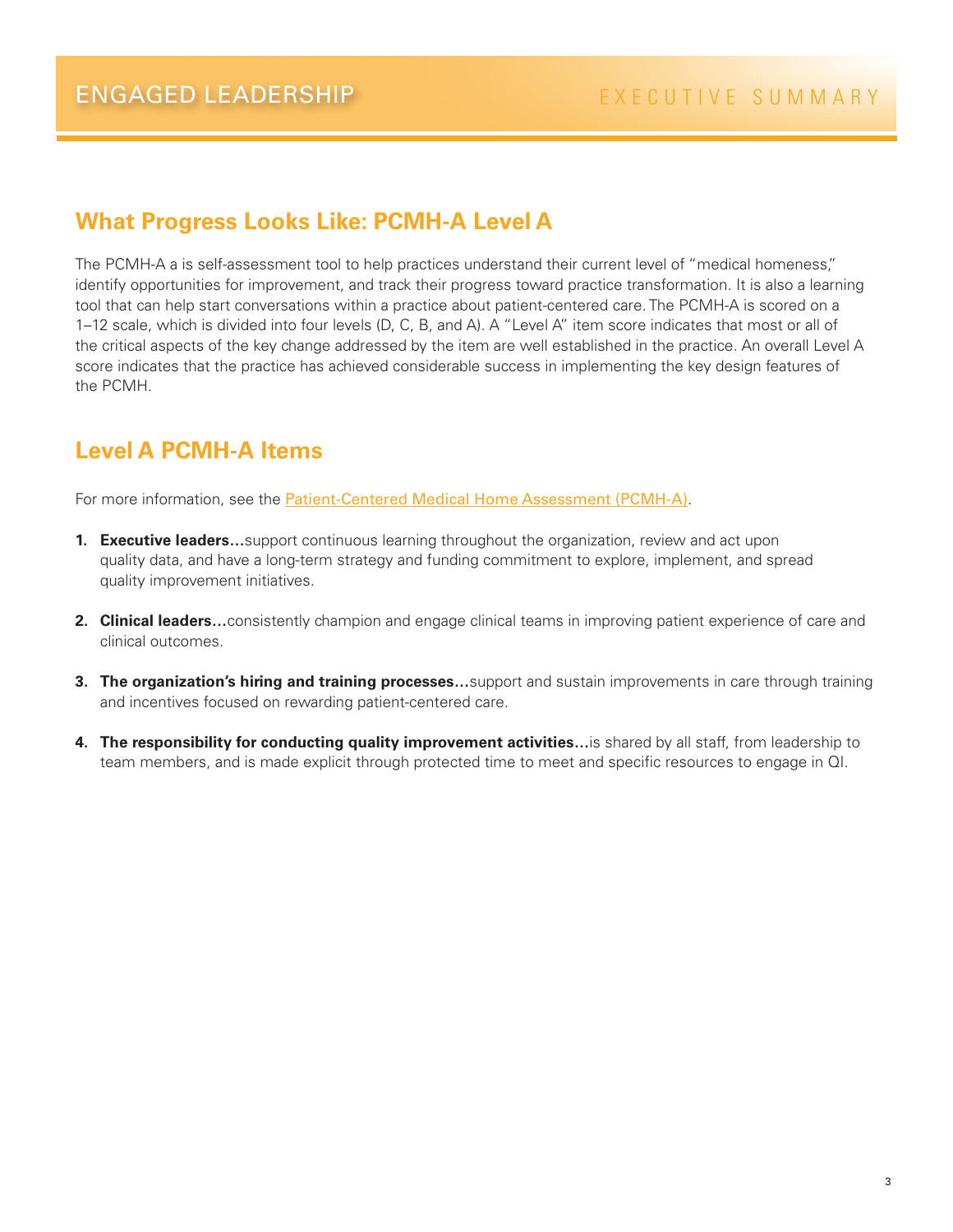ENGAGED LEADERSHIP

EXECUTIVE SUMMARY

## What Progress Looks Like: PCMH-A Level A

The PCMH-A a is self-assessment tool to help practices understand their current level of "medical homeness," identify opportunities for improvement, and track their progress toward practice transformation. It is also a learning tool that can help start conversations within a practice about patient-centered care. The PCMH-A is scored on a 1–12 scale, which is divided into four levels (D, C, B, and A). A "Level A" item score indicates that most or all of the critical aspects of the key change addressed by the item are well established in the practice. An overall Level A score indicates that the practice has achieved considerable success in implementing the key design features of the PCMH.

## Level A PCMH-A Items

For more information, see the Patient-Centered Medical Home Assessment (PCMH-A).

1. **Executive leaders…**support continuous learning throughout the organization, review and act upon quality data, and have a long-term strategy and funding commitment to explore, implement, and spread quality improvement initiatives.

2. **Clinical leaders…**consistently champion and engage clinical teams in improving patient experience of care and clinical outcomes.

3. **The organization's hiring and training processes…**support and sustain improvements in care through training and incentives focused on rewarding patient-centered care.

4. **The responsibility for conducting quality improvement activities…**is shared by all staff, from leadership to team members, and is made explicit through protected time to meet and specific resources to engage in QI.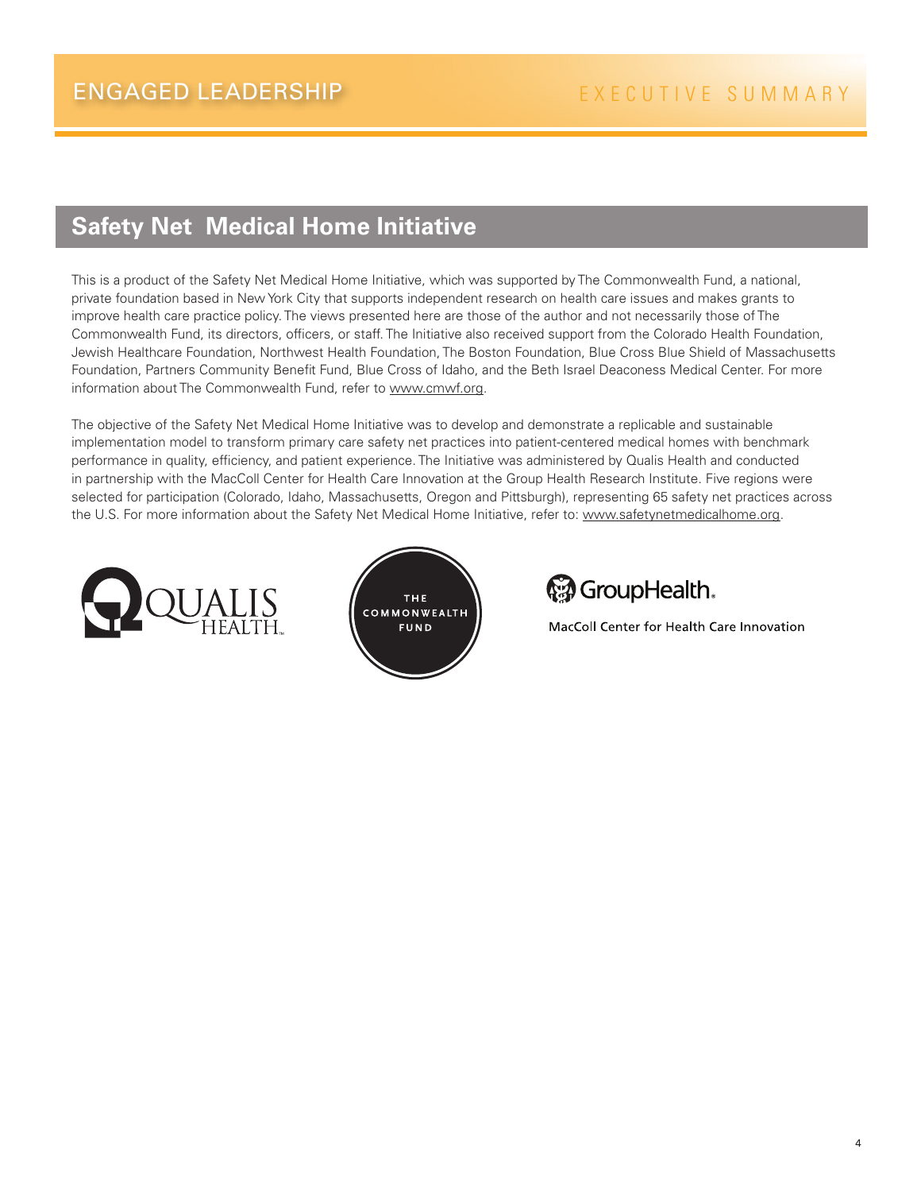## Safety Net Medical Home Initiative

This is a product of the Safety Net Medical Home Initiative, which was supported by The Commonwealth Fund, a national, private foundation based in New York City that supports independent research on health care issues and makes grants to improve health care practice policy. The views presented here are those of the author and not necessarily those of The Commonwealth Fund, its directors, officers, or staff. The Initiative also received support from the Colorado Health Foundation, Jewish Healthcare Foundation, Northwest Health Foundation, The Boston Foundation, Blue Cross Blue Shield of Massachusetts Foundation, Partners Community Benefit Fund, Blue Cross of Idaho, and the Beth Israel Deaconess Medical Center. For more information about The Commonwealth Fund, refer to www.cmwf.org.

The objective of the Safety Net Medical Home Initiative was to develop and demonstrate a replicable and sustainable implementation model to transform primary care safety net practices into patient-centered medical homes with benchmark performance in quality, efficiency, and patient experience. The Initiative was administered by Qualis Health and conducted in partnership with the MacColl Center for Health Care Innovation at the Group Health Research Institute. Five regions were selected for participation (Colorado, Idaho, Massachusetts, Oregon and Pittsburgh), representing 65 safety net practices across the U.S. For more information about the Safety Net Medical Home Initiative, refer to: www.safetynetmedicalhome.org.

QUALIS HEALTH

THE COMMONWEALTH FUND

GroupHealth.

MacColl Center for Health Care Innovation